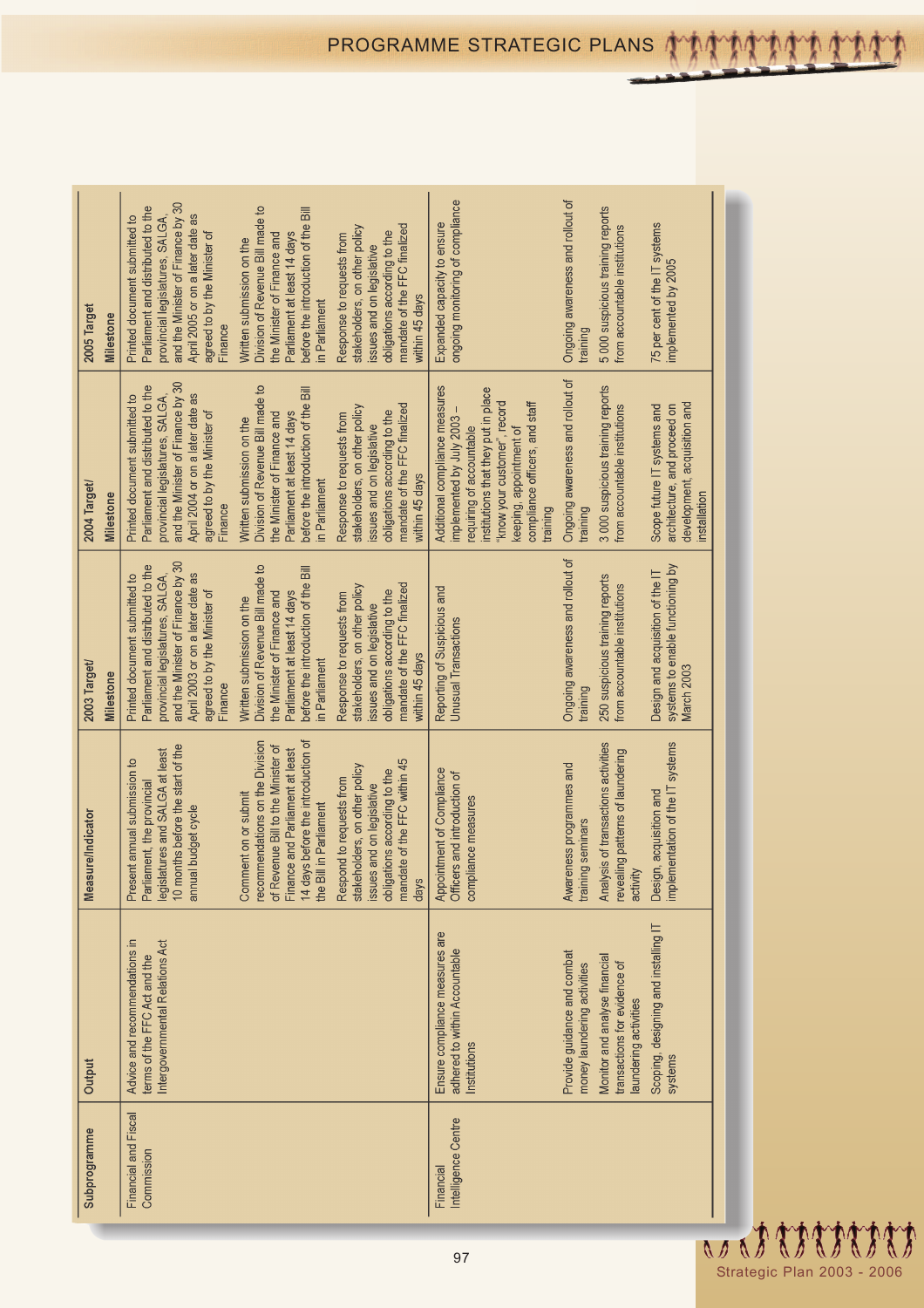| Subprogramme | Output | Measure/Indicator | 2003 Target/ Milestone | 2004 Target/ Milestone | 2005 Target Milestone |
|---|---|---|---|---|---|
| Financial and Fiscal Commission | Advice and recommendations in terms of the FFC Act and the Intergovernmental Relations Act | Present annual submission to Parliament, the provincial legislatures and SALGA at least 10 months before the start of the annual budget cycle | Printed document submitted to Parliament and distributed to the provincial legislatures, SALGA, and the Minister of Finance by 30 April 2003 or on a later date as agreed to by the Minister of Finance | Printed document submitted to Parliament and distributed to the provincial legislatures, SALGA, and the Minister of Finance by 30 April 2004 or on a later date as agreed to by the Minister of Finance | Printed document submitted to Parliament and distributed to the provincial legislatures, SALGA, and the Minister of Finance by 30 April 2005 or on a later date as agreed to by the Minister of Finance |
| | | Comment on or submit recommendations on the Division of Revenue Bill to the Minister of Finance and Parliament at least 14 days before the introduction of the Bill in Parliament | Written submission on the Division of Revenue Bill made to the Minister of Finance and Parliament at least 14 days before the introduction of the Bill in Parliament | Written submission on the Division of Revenue Bill made to the Minister of Finance and Parliament at least 14 days before the introduction of the Bill in Parliament | Written submission on the Division of Revenue Bill made to the Minister of Finance and Parliament at least 14 days before the introduction of the Bill in Parliament |
| | | Respond to requests from stakeholders, on other policy issues and on legislative obligations according to the mandate of the FFC within 45 days | Response to requests from stakeholders, on other policy issues and on legislative obligations according to the mandate of the FFC finalized within 45 days | Response to requests from stakeholders, on other policy issues and on legislative obligations according to the mandate of the FFC finalized within 45 days | Response to requests from stakeholders, on other policy issues and on legislative obligations according to the mandate of the FFC finalized within 45 days |
| Financial Intelligence Centre | Ensure compliance measures are adhered to within Accountable Institutions | Appointment of Compliance Officers and introduction of compliance measures | Reporting of Suspicious and Unusual Transactions | Additional compliance measures implemented by July 2003 – requiring of accountable institutions that they put in place "know your customer", record keeping, appointment of compliance officers, and staff training | Expanded capacity to ensure ongoing monitoring of compliance |
| | Provide guidance and combat money laundering activities | Awareness programmes and training seminars | Ongoing awareness and rollout of training | Ongoing awareness and rollout of training | Ongoing awareness and rollout of training |
| | Monitor and analyse financial transactions for evidence of laundering activities | Analysis of transactions activities revealing patterns of laundering activity | 250 suspicious training reports from accountable institutions | 3 000 suspicious training reports from accountable institutions | 5 000 suspicious training reports from accountable institutions |
| | Scoping, designing and installing IT systems | Design, acquisition and implementation of the IT systems | Design and acquisition of the IT systems to enable functioning by March 2003 | Scope future IT systems and architecture, and proceed on development, acquisition and installation | 75 per cent of the IT systems implemented by 2005 |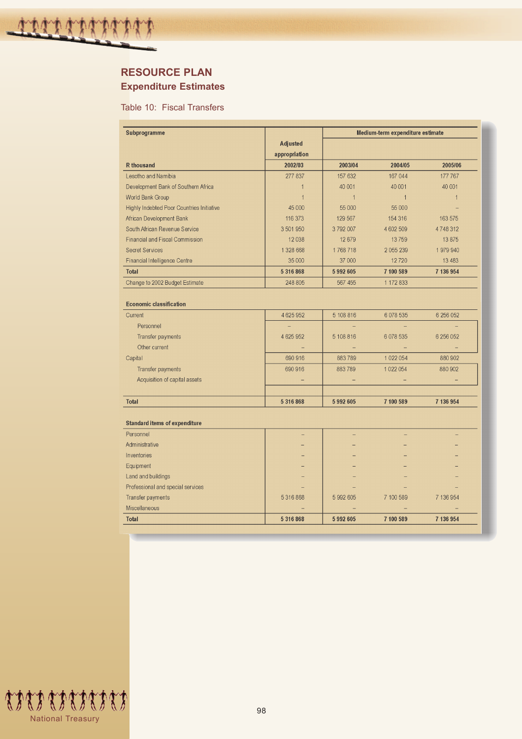## RESOURCE PLAN

### Expenditure Estimates

Table 10: Fiscal Transfers

| Subprogramme | Adjusted appropriation | Medium-term expenditure estimate | | |
|---|---|---|---|---|
| R thousand | 2002/03 | 2003/04 | 2004/05 | 2005/06 |
| Lesotho and Namibia | 277 837 | 157 632 | 167 044 | 177 767 |
| Development Bank of Southern Africa | 1 | 40 001 | 40 001 | 40 001 |
| World Bank Group | 1 | 1 | 1 | 1 |
| Highly Indebted Poor Countries Initiative | 45 000 | 55 000 | 55 000 | – |
| African Development Bank | 116 373 | 129 567 | 154 316 | 163 575 |
| South African Revenue Service | 3 501 950 | 3 792 007 | 4 602 509 | 4 748 312 |
| Financial and Fiscal Commission | 12 038 | 12 679 | 13 759 | 13 875 |
| Secret Services | 1 328 668 | 1 768 718 | 2 055 239 | 1 979 940 |
| Financial Intelligence Centre | 35 000 | 37 000 | 12 720 | 13 483 |
| **Total** | **5 316 868** | **5 992 605** | **7 100 589** | **7 136 954** |
| Change to 2002 Budget Estimate | 248 805 | 567 455 | 1 172 833 | |
| | | | | |
| **Economic classification** | | | | |
| Current | 4 625 952 | 5 108 816 | 6 078 535 | 6 256 052 |
| Personnel | – | – | – | – |
| Transfer payments | 4 625 952 | 5 108 816 | 6 078 535 | 6 256 052 |
| Other current | – | – | – | – |
| Capital | 690 916 | 883 789 | 1 022 054 | 880 902 |
| Transfer payments | 690 916 | 883 789 | 1 022 054 | 880 902 |
| Acquisition of capital assets | – | – | – | – |
| **Total** | **5 316 868** | **5 992 605** | **7 100 589** | **7 136 954** |
| | | | | |
| **Standard items of expenditure** | | | | |
| Personnel | – | – | – | – |
| Administrative | – | – | – | – |
| Inventories | – | – | – | – |
| Equipment | – | – | – | – |
| Land and buildings | – | – | – | – |
| Professional and special services | – | – | – | – |
| Transfer payments | 5 316 868 | 5 992 605 | 7 100 589 | 7 136 954 |
| Miscellaneous | – | – | – | – |
| **Total** | **5 316 868** | **5 992 605** | **7 100 589** | **7 136 954** |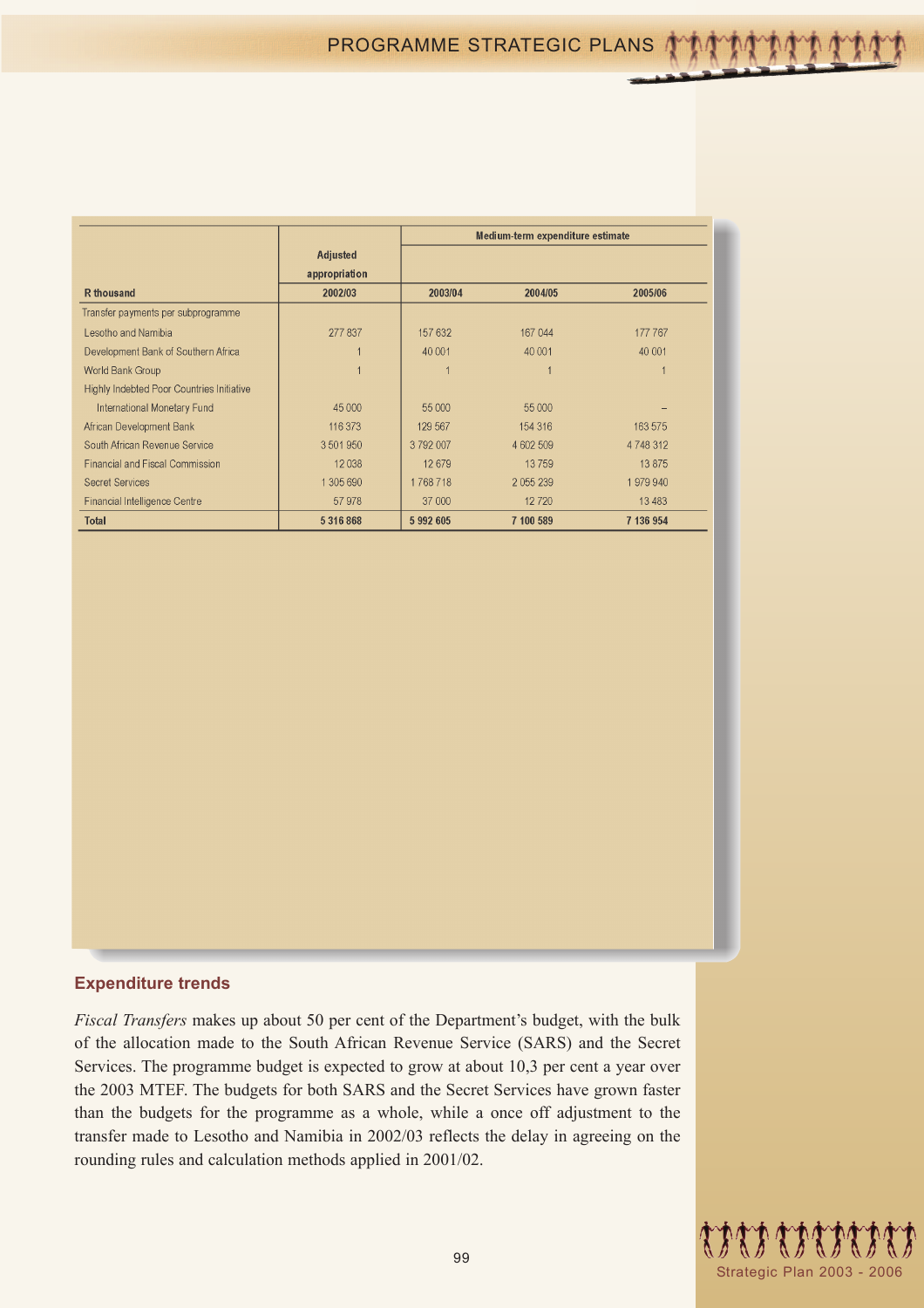| R thousand | Adjusted appropriation 2002/03 | Medium-term expenditure estimate 2003/04 | 2004/05 | 2005/06 |
|---|---|---|---|---|
| Transfer payments per subprogramme | | | | |
| Lesotho and Namibia | 277 837 | 157 632 | 167 044 | 177 767 |
| Development Bank of Southern Africa | 1 | 40 001 | 40 001 | 40 001 |
| World Bank Group | 1 | 1 | 1 | 1 |
| Highly Indebted Poor Countries Initiative | | | | |
| International Monetary Fund | 45 000 | 55 000 | 55 000 | – |
| African Development Bank | 116 373 | 129 567 | 154 316 | 163 575 |
| South African Revenue Service | 3 501 950 | 3 792 007 | 4 602 509 | 4 748 312 |
| Financial and Fiscal Commission | 12 038 | 12 679 | 13 759 | 13 875 |
| Secret Services | 1 305 690 | 1 768 718 | 2 055 239 | 1 979 940 |
| Financial Intelligence Centre | 57 978 | 37 000 | 12 720 | 13 483 |
| **Total** | **5 316 868** | **5 992 605** | **7 100 589** | **7 136 954** |

## Expenditure trends

*Fiscal Transfers* makes up about 50 per cent of the Department's budget, with the bulk of the allocation made to the South African Revenue Service (SARS) and the Secret Services. The programme budget is expected to grow at about 10,3 per cent a year over the 2003 MTEF. The budgets for both SARS and the Secret Services have grown faster than the budgets for the programme as a whole, while a once off adjustment to the transfer made to Lesotho and Namibia in 2002/03 reflects the delay in agreeing on the rounding rules and calculation methods applied in 2001/02.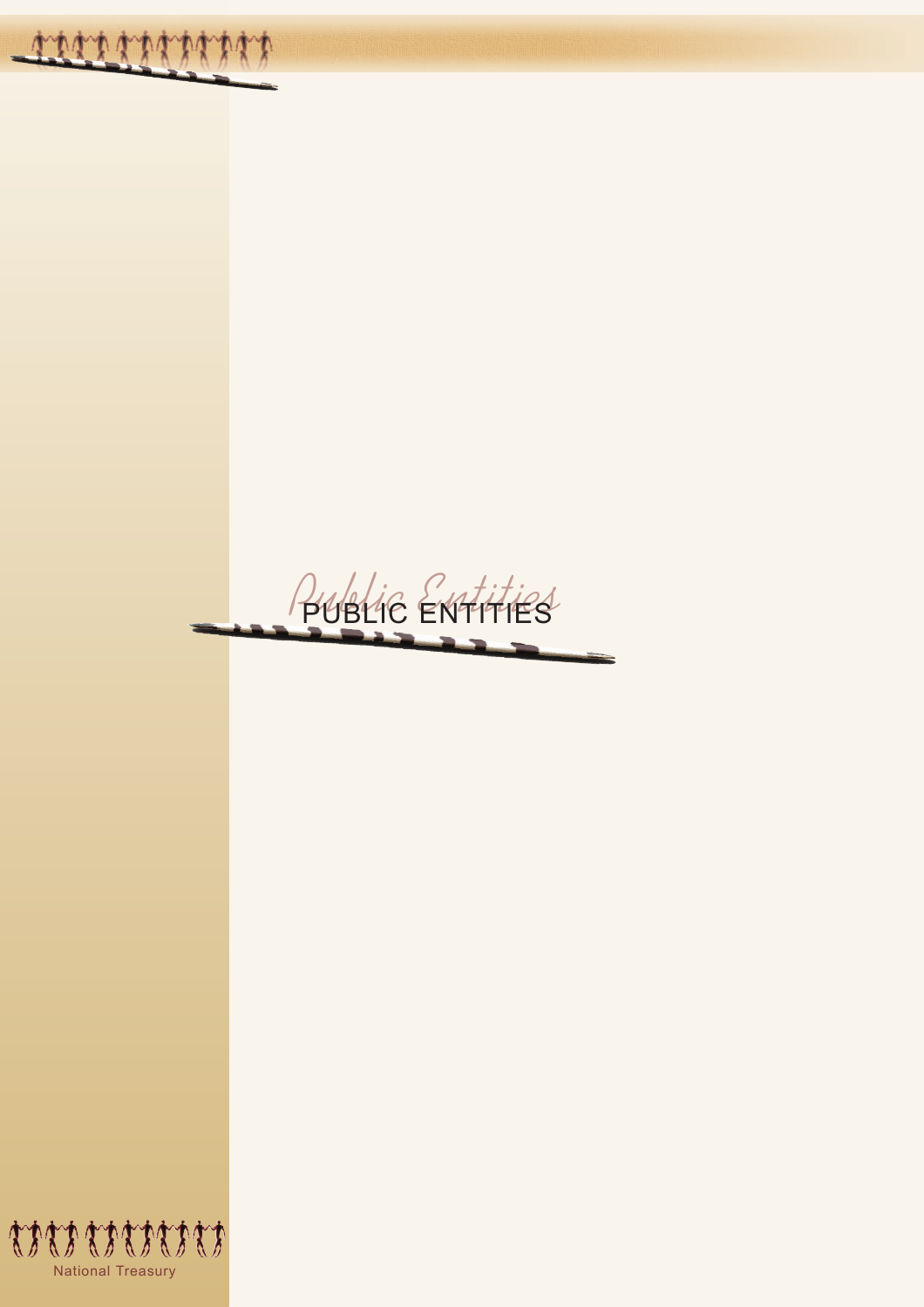# PUBLIC ENTITIES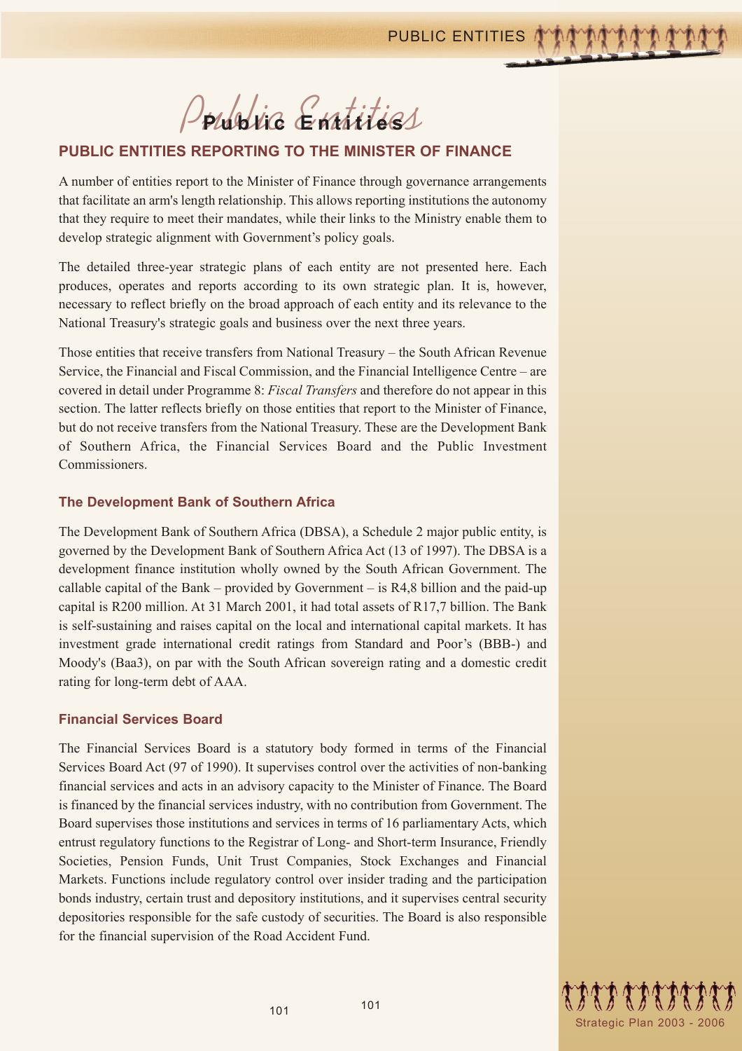# Public Entities

## PUBLIC ENTITIES REPORTING TO THE MINISTER OF FINANCE

A number of entities report to the Minister of Finance through governance arrangements that facilitate an arm's length relationship. This allows reporting institutions the autonomy that they require to meet their mandates, while their links to the Ministry enable them to develop strategic alignment with Government's policy goals.

The detailed three-year strategic plans of each entity are not presented here. Each produces, operates and reports according to its own strategic plan. It is, however, necessary to reflect briefly on the broad approach of each entity and its relevance to the National Treasury's strategic goals and business over the next three years.

Those entities that receive transfers from National Treasury – the South African Revenue Service, the Financial and Fiscal Commission, and the Financial Intelligence Centre – are covered in detail under Programme 8: *Fiscal Transfers* and therefore do not appear in this section. The latter reflects briefly on those entities that report to the Minister of Finance, but do not receive transfers from the National Treasury. These are the Development Bank of Southern Africa, the Financial Services Board and the Public Investment Commissioners.

### The Development Bank of Southern Africa

The Development Bank of Southern Africa (DBSA), a Schedule 2 major public entity, is governed by the Development Bank of Southern Africa Act (13 of 1997). The DBSA is a development finance institution wholly owned by the South African Government. The callable capital of the Bank – provided by Government – is R4,8 billion and the paid-up capital is R200 million. At 31 March 2001, it had total assets of R17,7 billion. The Bank is self-sustaining and raises capital on the local and international capital markets. It has investment grade international credit ratings from Standard and Poor's (BBB-) and Moody's (Baa3), on par with the South African sovereign rating and a domestic credit rating for long-term debt of AAA.

### Financial Services Board

The Financial Services Board is a statutory body formed in terms of the Financial Services Board Act (97 of 1990). It supervises control over the activities of non-banking financial services and acts in an advisory capacity to the Minister of Finance. The Board is financed by the financial services industry, with no contribution from Government. The Board supervises those institutions and services in terms of 16 parliamentary Acts, which entrust regulatory functions to the Registrar of Long- and Short-term Insurance, Friendly Societies, Pension Funds, Unit Trust Companies, Stock Exchanges and Financial Markets. Functions include regulatory control over insider trading and the participation bonds industry, certain trust and depository institutions, and it supervises central security depositories responsible for the safe custody of securities. The Board is also responsible for the financial supervision of the Road Accident Fund.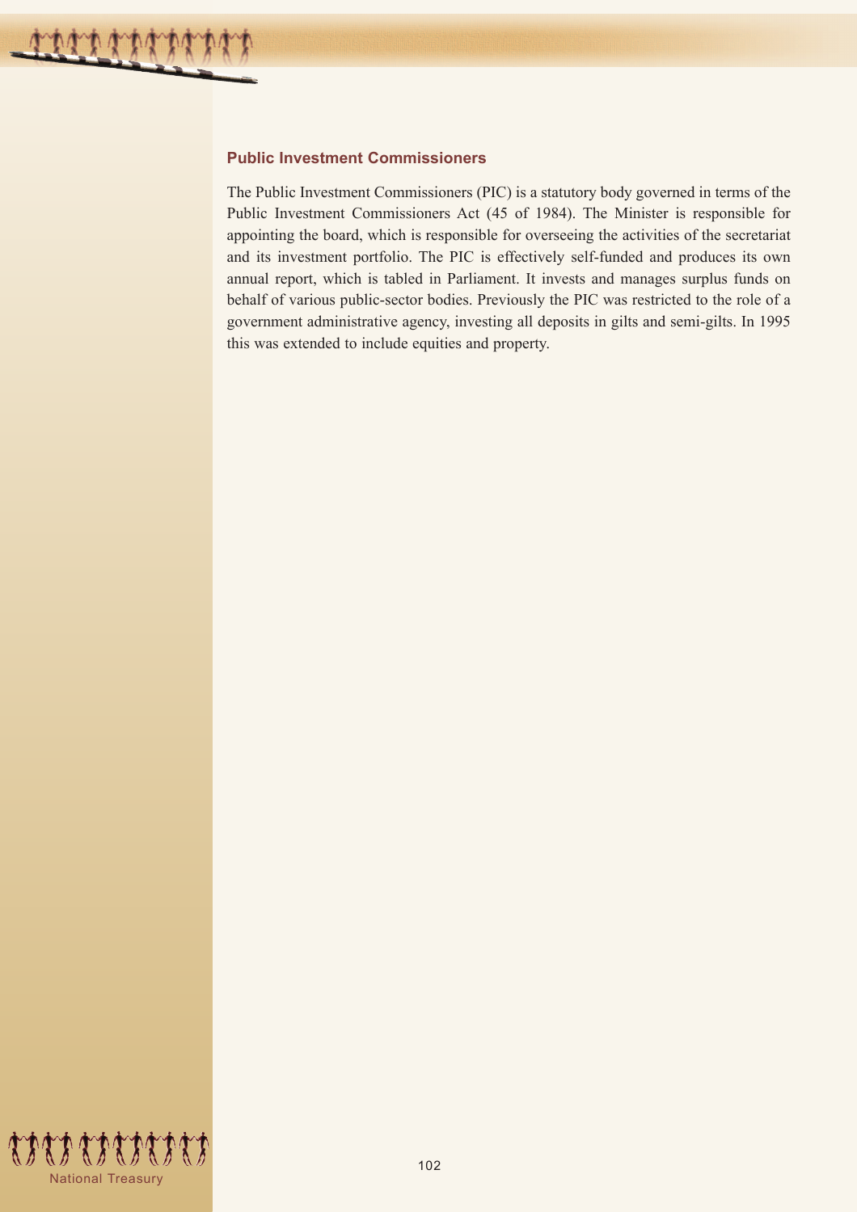### Public Investment Commissioners

The Public Investment Commissioners (PIC) is a statutory body governed in terms of the Public Investment Commissioners Act (45 of 1984). The Minister is responsible for appointing the board, which is responsible for overseeing the activities of the secretariat and its investment portfolio. The PIC is effectively self-funded and produces its own annual report, which is tabled in Parliament. It invests and manages surplus funds on behalf of various public-sector bodies. Previously the PIC was restricted to the role of a government administrative agency, investing all deposits in gilts and semi-gilts. In 1995 this was extended to include equities and property.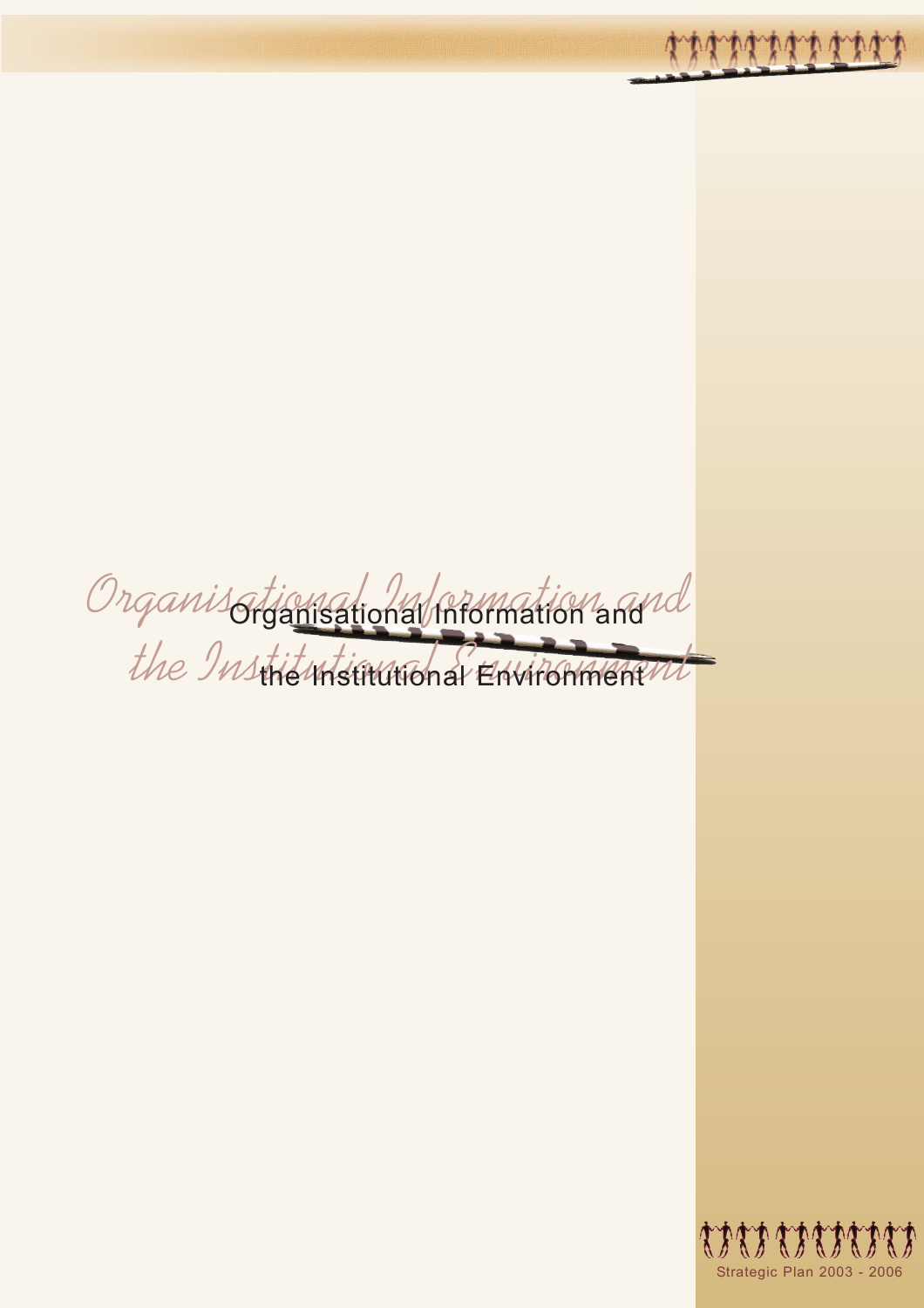# Organisational Information and the Institutional Environment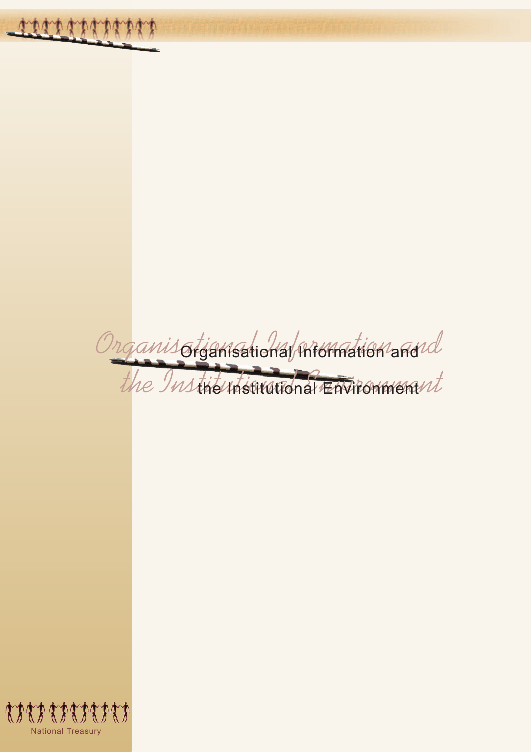# Organisational Information and the Institutional Environment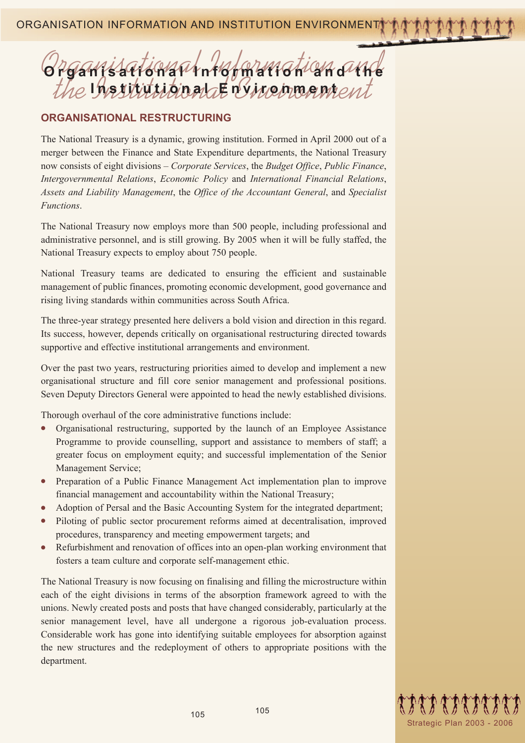# Organisational Information and the Institutional Environment

## ORGANISATIONAL RESTRUCTURING

The National Treasury is a dynamic, growing institution. Formed in April 2000 out of a merger between the Finance and State Expenditure departments, the National Treasury now consists of eight divisions – *Corporate Services*, the *Budget Office*, *Public Finance*, *Intergovernmental Relations*, *Economic Policy* and *International Financial Relations*, *Assets and Liability Management*, the *Office of the Accountant General*, and *Specialist Functions*.

The National Treasury now employs more than 500 people, including professional and administrative personnel, and is still growing. By 2005 when it will be fully staffed, the National Treasury expects to employ about 750 people.

National Treasury teams are dedicated to ensuring the efficient and sustainable management of public finances, promoting economic development, good governance and rising living standards within communities across South Africa.

The three-year strategy presented here delivers a bold vision and direction in this regard. Its success, however, depends critically on organisational restructuring directed towards supportive and effective institutional arrangements and environment.

Over the past two years, restructuring priorities aimed to develop and implement a new organisational structure and fill core senior management and professional positions. Seven Deputy Directors General were appointed to head the newly established divisions.

Thorough overhaul of the core administrative functions include:

- Organisational restructuring, supported by the launch of an Employee Assistance Programme to provide counselling, support and assistance to members of staff; a greater focus on employment equity; and successful implementation of the Senior Management Service;
- Preparation of a Public Finance Management Act implementation plan to improve financial management and accountability within the National Treasury;
- Adoption of Persal and the Basic Accounting System for the integrated department;
- Piloting of public sector procurement reforms aimed at decentralisation, improved procedures, transparency and meeting empowerment targets; and
- Refurbishment and renovation of offices into an open-plan working environment that fosters a team culture and corporate self-management ethic.

The National Treasury is now focusing on finalising and filling the microstructure within each of the eight divisions in terms of the absorption framework agreed to with the unions. Newly created posts and posts that have changed considerably, particularly at the senior management level, have all undergone a rigorous job-evaluation process. Considerable work has gone into identifying suitable employees for absorption against the new structures and the redeployment of others to appropriate positions with the department.